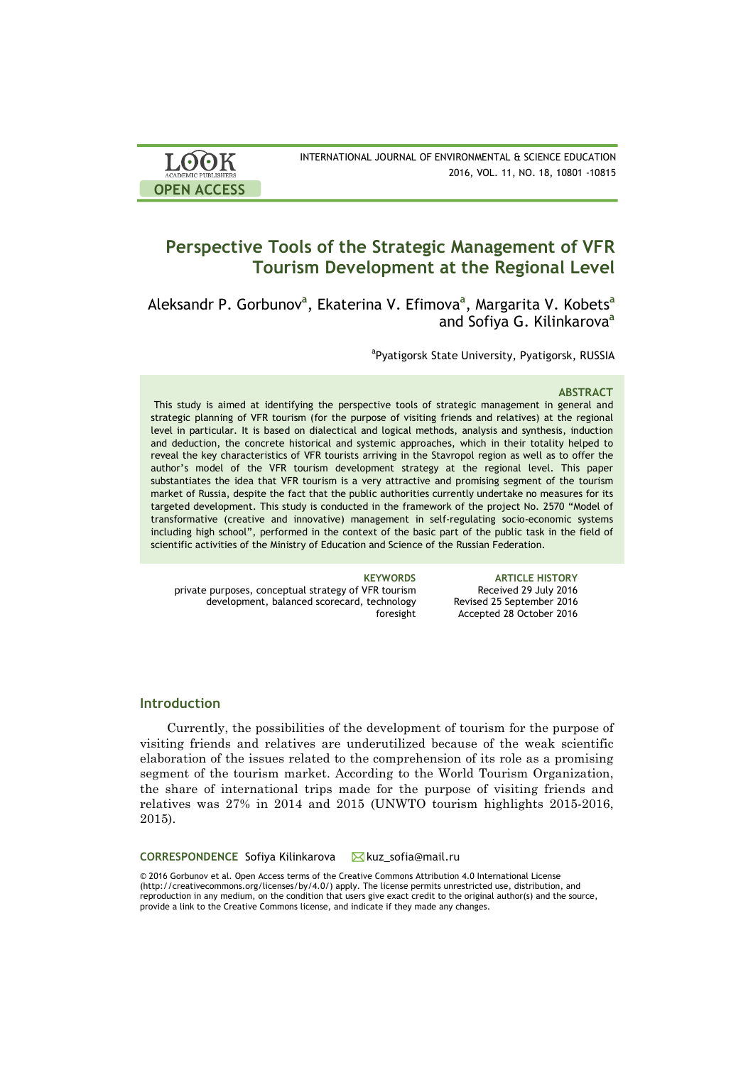# Perspective Tools of the Strategic Management of VFR Tourism Development at the Regional Level

Aleksandr P. Gorbunov[a], Ekaterina V. Efimova[a], Margarita V. Kobets[a] and Sofiya G. Kilinkarova[a]

[a]Pyatigorsk State University, Pyatigorsk, RUSSIA

### ABSTRACT

This study is aimed at identifying the perspective tools of strategic management in general and strategic planning of VFR tourism (for the purpose of visiting friends and relatives) at the regional level in particular. It is based on dialectical and logical methods, analysis and synthesis, induction and deduction, the concrete historical and systemic approaches, which in their totality helped to reveal the key characteristics of VFR tourists arriving in the Stavropol region as well as to offer the author's model of the VFR tourism development strategy at the regional level. This paper substantiates the idea that VFR tourism is a very attractive and promising segment of the tourism market of Russia, despite the fact that the public authorities currently undertake no measures for its targeted development. This study is conducted in the framework of the project No. 2570 "Model of transformative (creative and innovative) management in self-regulating socio-economic systems including high school", performed in the context of the basic part of the public task in the field of scientific activities of the Ministry of Education and Science of the Russian Federation.

**KEYWORDS**
private purposes, conceptual strategy of VFR tourism development, balanced scorecard, technology foresight

**ARTICLE HISTORY**
Received 29 July 2016
Revised 25 September 2016
Accepted 28 October 2016

## Introduction

Currently, the possibilities of the development of tourism for the purpose of visiting friends and relatives are underutilized because of the weak scientific elaboration of the issues related to the comprehension of its role as a promising segment of the tourism market. According to the World Tourism Organization, the share of international trips made for the purpose of visiting friends and relatives was 27% in 2014 and 2015 (UNWTO tourism highlights 2015-2016, 2015).

**CORRESPONDENCE** Sofiya Kilinkarova kuz_sofia@mail.ru

© 2016 Gorbunov et al. Open Access terms of the Creative Commons Attribution 4.0 International License (http://creativecommons.org/licenses/by/4.0/) apply. The license permits unrestricted use, distribution, and reproduction in any medium, on the condition that users give exact credit to the original author(s) and the source, provide a link to the Creative Commons license, and indicate if they made any changes.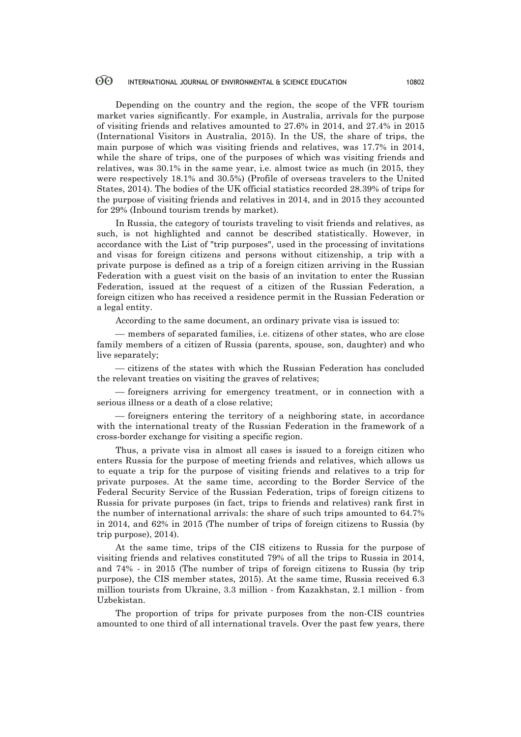Depending on the country and the region, the scope of the VFR tourism market varies significantly. For example, in Australia, arrivals for the purpose of visiting friends and relatives amounted to 27.6% in 2014, and 27.4% in 2015 (International Visitors in Australia, 2015). In the US, the share of trips, the main purpose of which was visiting friends and relatives, was 17.7% in 2014, while the share of trips, one of the purposes of which was visiting friends and relatives, was 30.1% in the same year, i.e. almost twice as much (in 2015, they were respectively 18.1% and 30.5%) (Profile of overseas travelers to the United States, 2014). The bodies of the UK official statistics recorded 28.39% of trips for the purpose of visiting friends and relatives in 2014, and in 2015 they accounted for 29% (Inbound tourism trends by market).

In Russia, the category of tourists traveling to visit friends and relatives, as such, is not highlighted and cannot be described statistically. However, in accordance with the List of "trip purposes", used in the processing of invitations and visas for foreign citizens and persons without citizenship, a trip with a private purpose is defined as a trip of a foreign citizen arriving in the Russian Federation with a guest visit on the basis of an invitation to enter the Russian Federation, issued at the request of a citizen of the Russian Federation, a foreign citizen who has received a residence permit in the Russian Federation or a legal entity.

According to the same document, an ordinary private visa is issued to:

— members of separated families, i.e. citizens of other states, who are close family members of a citizen of Russia (parents, spouse, son, daughter) and who live separately;

— citizens of the states with which the Russian Federation has concluded the relevant treaties on visiting the graves of relatives;

— foreigners arriving for emergency treatment, or in connection with a serious illness or a death of a close relative;

— foreigners entering the territory of a neighboring state, in accordance with the international treaty of the Russian Federation in the framework of a cross-border exchange for visiting a specific region.

Thus, a private visa in almost all cases is issued to a foreign citizen who enters Russia for the purpose of meeting friends and relatives, which allows us to equate a trip for the purpose of visiting friends and relatives to a trip for private purposes. At the same time, according to the Border Service of the Federal Security Service of the Russian Federation, trips of foreign citizens to Russia for private purposes (in fact, trips to friends and relatives) rank first in the number of international arrivals: the share of such trips amounted to 64.7% in 2014, and 62% in 2015 (The number of trips of foreign citizens to Russia (by trip purpose), 2014).

At the same time, trips of the CIS citizens to Russia for the purpose of visiting friends and relatives constituted 79% of all the trips to Russia in 2014, and 74% - in 2015 (The number of trips of foreign citizens to Russia (by trip purpose), the CIS member states, 2015). At the same time, Russia received 6.3 million tourists from Ukraine, 3.3 million - from Kazakhstan, 2.1 million - from Uzbekistan.

The proportion of trips for private purposes from the non-CIS countries amounted to one third of all international travels. Over the past few years, there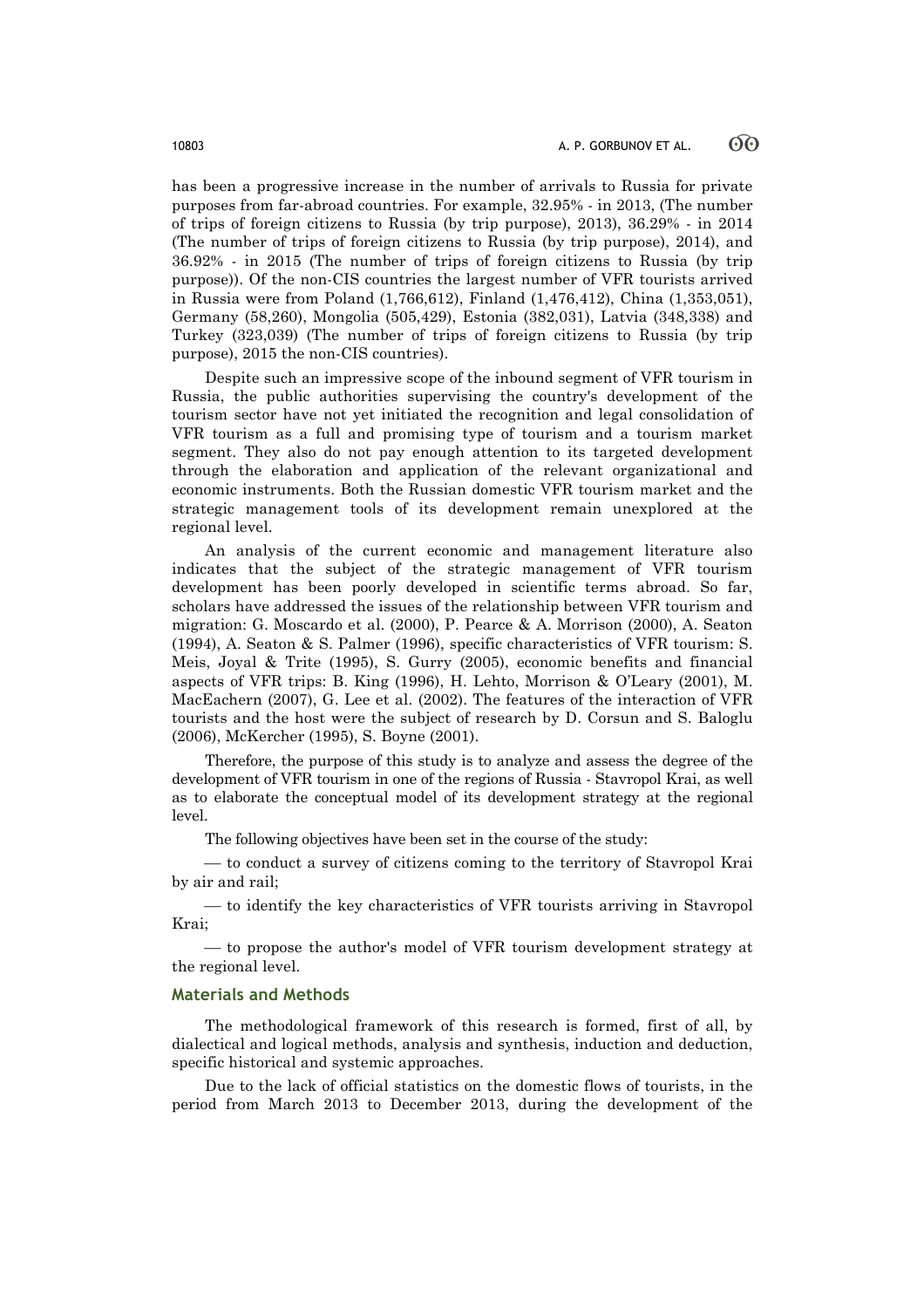has been a progressive increase in the number of arrivals to Russia for private purposes from far-abroad countries. For example, 32.95% - in 2013, (The number of trips of foreign citizens to Russia (by trip purpose), 2013), 36.29% - in 2014 (The number of trips of foreign citizens to Russia (by trip purpose), 2014), and 36.92% - in 2015 (The number of trips of foreign citizens to Russia (by trip purpose)). Of the non-CIS countries the largest number of VFR tourists arrived in Russia were from Poland (1,766,612), Finland (1,476,412), China (1,353,051), Germany (58,260), Mongolia (505,429), Estonia (382,031), Latvia (348,338) and Turkey (323,039) (The number of trips of foreign citizens to Russia (by trip purpose), 2015 the non-CIS countries).

Despite such an impressive scope of the inbound segment of VFR tourism in Russia, the public authorities supervising the country's development of the tourism sector have not yet initiated the recognition and legal consolidation of VFR tourism as a full and promising type of tourism and a tourism market segment. They also do not pay enough attention to its targeted development through the elaboration and application of the relevant organizational and economic instruments. Both the Russian domestic VFR tourism market and the strategic management tools of its development remain unexplored at the regional level.

An analysis of the current economic and management literature also indicates that the subject of the strategic management of VFR tourism development has been poorly developed in scientific terms abroad. So far, scholars have addressed the issues of the relationship between VFR tourism and migration: G. Moscardo et al. (2000), P. Pearce & A. Morrison (2000), A. Seaton (1994), A. Seaton & S. Palmer (1996), specific characteristics of VFR tourism: S. Meis, Joyal & Trite (1995), S. Gurry (2005), economic benefits and financial aspects of VFR trips: B. King (1996), H. Lehto, Morrison & O'Leary (2001), M. MacEachern (2007), G. Lee et al. (2002). The features of the interaction of VFR tourists and the host were the subject of research by D. Corsun and S. Baloglu (2006), McKercher (1995), S. Boyne (2001).

Therefore, the purpose of this study is to analyze and assess the degree of the development of VFR tourism in one of the regions of Russia - Stavropol Krai, as well as to elaborate the conceptual model of its development strategy at the regional level.

The following objectives have been set in the course of the study:

— to conduct a survey of citizens coming to the territory of Stavropol Krai by air and rail;

— to identify the key characteristics of VFR tourists arriving in Stavropol Krai;

— to propose the author's model of VFR tourism development strategy at the regional level.

## Materials and Methods

The methodological framework of this research is formed, first of all, by dialectical and logical methods, analysis and synthesis, induction and deduction, specific historical and systemic approaches.

Due to the lack of official statistics on the domestic flows of tourists, in the period from March 2013 to December 2013, during the development of the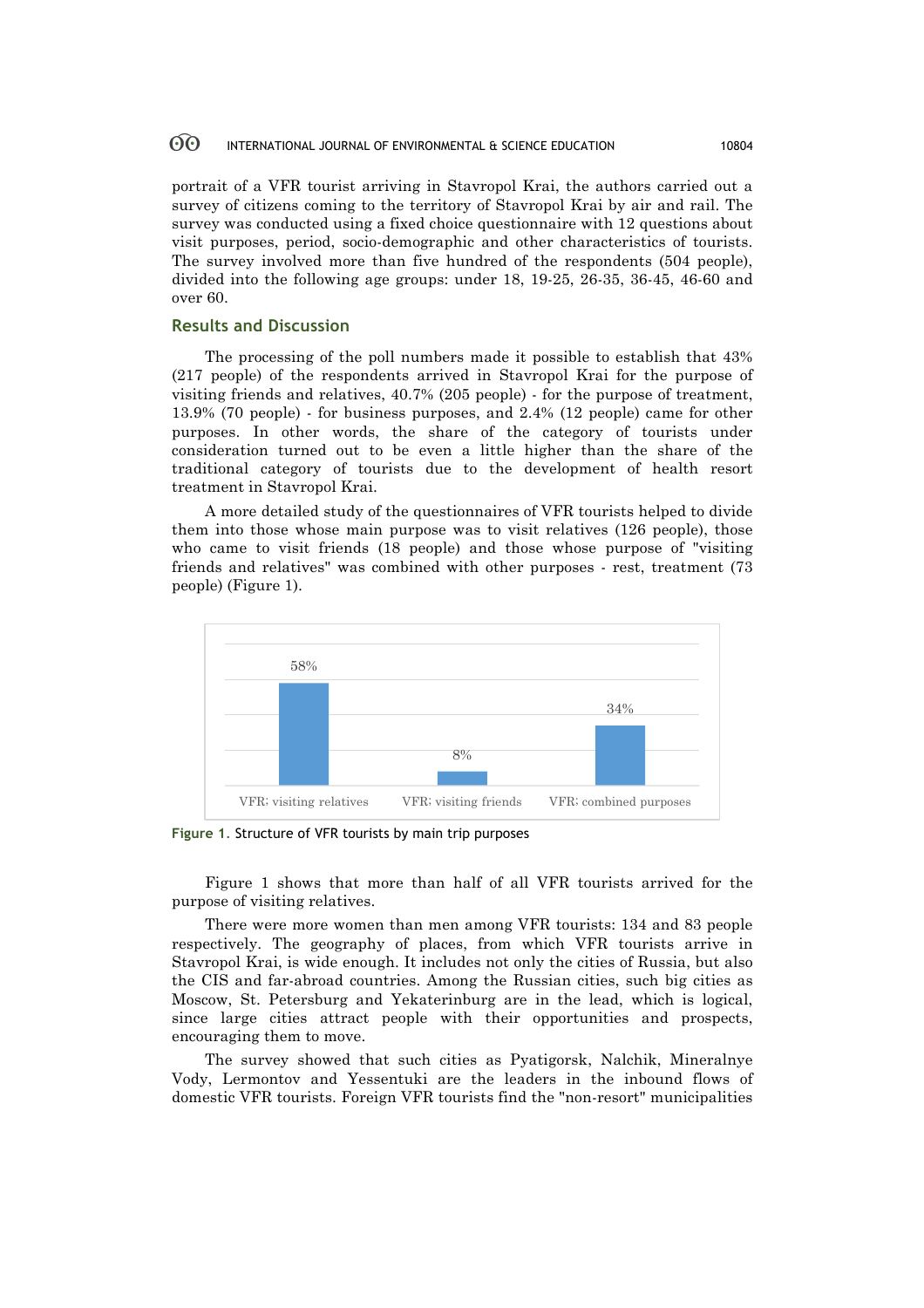portrait of a VFR tourist arriving in Stavropol Krai, the authors carried out a survey of citizens coming to the territory of Stavropol Krai by air and rail. The survey was conducted using a fixed choice questionnaire with 12 questions about visit purposes, period, socio-demographic and other characteristics of tourists. The survey involved more than five hundred of the respondents (504 people), divided into the following age groups: under 18, 19-25, 26-35, 36-45, 46-60 and over 60.

## Results and Discussion

The processing of the poll numbers made it possible to establish that 43% (217 people) of the respondents arrived in Stavropol Krai for the purpose of visiting friends and relatives, 40.7% (205 people) - for the purpose of treatment, 13.9% (70 people) - for business purposes, and 2.4% (12 people) came for other purposes. In other words, the share of the category of tourists under consideration turned out to be even a little higher than the share of the traditional category of tourists due to the development of health resort treatment in Stavropol Krai.

A more detailed study of the questionnaires of VFR tourists helped to divide them into those whose main purpose was to visit relatives (126 people), those who came to visit friends (18 people) and those whose purpose of "visiting friends and relatives" was combined with other purposes - rest, treatment (73 people) (Figure 1).

| VFR: visiting relatives | VFR: visiting friends | VFR: combined purposes |
|---|---|---|
| 58% | 8% | 34% |

**Figure 1.** Structure of VFR tourists by main trip purposes

Figure 1 shows that more than half of all VFR tourists arrived for the purpose of visiting relatives.

There were more women than men among VFR tourists: 134 and 83 people respectively. The geography of places, from which VFR tourists arrive in Stavropol Krai, is wide enough. It includes not only the cities of Russia, but also the CIS and far-abroad countries. Among the Russian cities, such big cities as Moscow, St. Petersburg and Yekaterinburg are in the lead, which is logical, since large cities attract people with their opportunities and prospects, encouraging them to move.

The survey showed that such cities as Pyatigorsk, Nalchik, Mineralnye Vody, Lermontov and Yessentuki are the leaders in the inbound flows of domestic VFR tourists. Foreign VFR tourists find the "non-resort" municipalities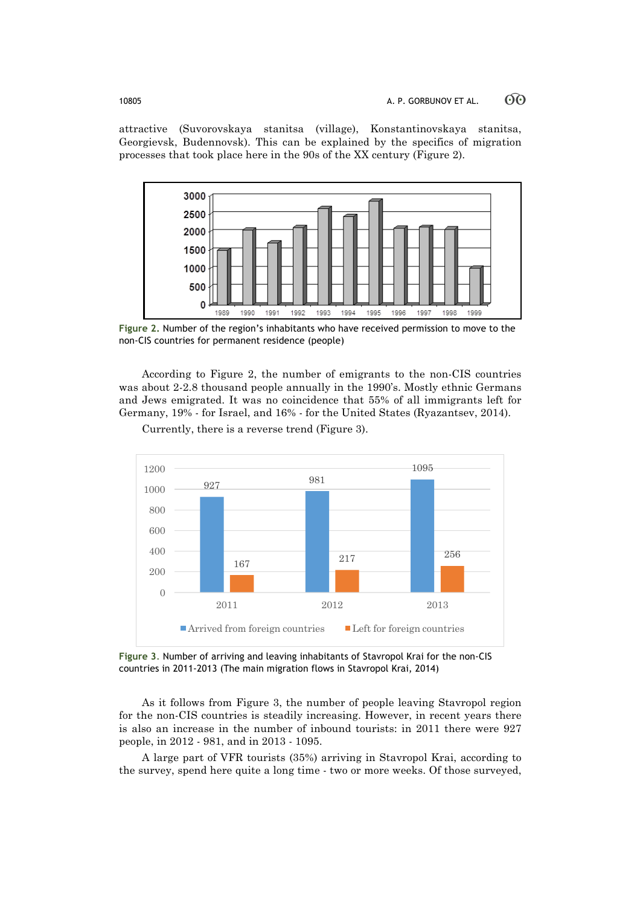attractive (Suvorovskaya stanitsa (village), Konstantinovskaya stanitsa, Georgievsk, Budennovsk). This can be explained by the specifics of migration processes that took place here in the 90s of the XX century (Figure 2).

**Figure 2.** Number of the region's inhabitants who have received permission to move to the non-CIS countries for permanent residence (people)

According to Figure 2, the number of emigrants to the non-CIS countries was about 2-2.8 thousand people annually in the 1990's. Mostly ethnic Germans and Jews emigrated. It was no coincidence that 55% of all immigrants left for Germany, 19% - for Israel, and 16% - for the United States (Ryazantsev, 2014).

Currently, there is a reverse trend (Figure 3).

**Figure 3.** Number of arriving and leaving inhabitants of Stavropol Krai for the non-CIS countries in 2011-2013 (The main migration flows in Stavropol Krai, 2014)

As it follows from Figure 3, the number of people leaving Stavropol region for the non-CIS countries is steadily increasing. However, in recent years there is also an increase in the number of inbound tourists: in 2011 there were 927 people, in 2012 - 981, and in 2013 - 1095.

A large part of VFR tourists (35%) arriving in Stavropol Krai, according to the survey, spend here quite a long time - two or more weeks. Of those surveyed,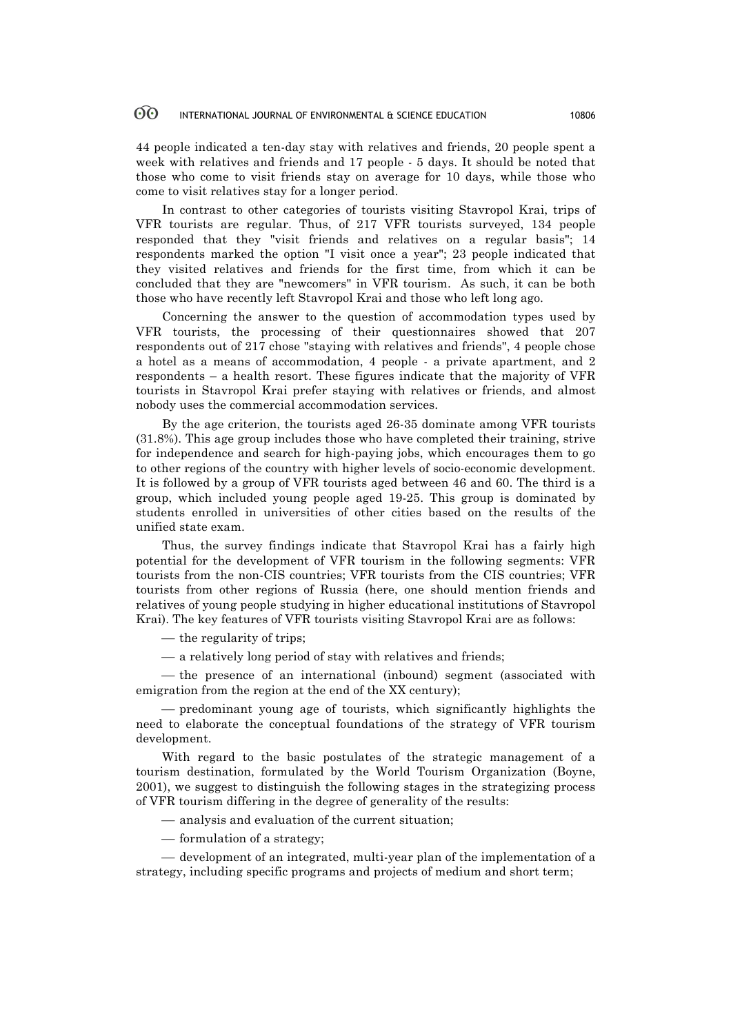44 people indicated a ten-day stay with relatives and friends, 20 people spent a week with relatives and friends and 17 people - 5 days. It should be noted that those who come to visit friends stay on average for 10 days, while those who come to visit relatives stay for a longer period.

In contrast to other categories of tourists visiting Stavropol Krai, trips of VFR tourists are regular. Thus, of 217 VFR tourists surveyed, 134 people responded that they "visit friends and relatives on a regular basis"; 14 respondents marked the option "I visit once a year"; 23 people indicated that they visited relatives and friends for the first time, from which it can be concluded that they are "newcomers" in VFR tourism. As such, it can be both those who have recently left Stavropol Krai and those who left long ago.

Concerning the answer to the question of accommodation types used by VFR tourists, the processing of their questionnaires showed that 207 respondents out of 217 chose "staying with relatives and friends", 4 people chose a hotel as a means of accommodation, 4 people - a private apartment, and 2 respondents – a health resort. These figures indicate that the majority of VFR tourists in Stavropol Krai prefer staying with relatives or friends, and almost nobody uses the commercial accommodation services.

By the age criterion, the tourists aged 26-35 dominate among VFR tourists (31.8%). This age group includes those who have completed their training, strive for independence and search for high-paying jobs, which encourages them to go to other regions of the country with higher levels of socio-economic development. It is followed by a group of VFR tourists aged between 46 and 60. The third is a group, which included young people aged 19-25. This group is dominated by students enrolled in universities of other cities based on the results of the unified state exam.

Thus, the survey findings indicate that Stavropol Krai has a fairly high potential for the development of VFR tourism in the following segments: VFR tourists from the non-CIS countries; VFR tourists from the CIS countries; VFR tourists from other regions of Russia (here, one should mention friends and relatives of young people studying in higher educational institutions of Stavropol Krai). The key features of VFR tourists visiting Stavropol Krai are as follows:

— the regularity of trips;

— a relatively long period of stay with relatives and friends;

— the presence of an international (inbound) segment (associated with emigration from the region at the end of the XX century);

— predominant young age of tourists, which significantly highlights the need to elaborate the conceptual foundations of the strategy of VFR tourism development.

With regard to the basic postulates of the strategic management of a tourism destination, formulated by the World Tourism Organization (Boyne, 2001), we suggest to distinguish the following stages in the strategizing process of VFR tourism differing in the degree of generality of the results:

— analysis and evaluation of the current situation;

— formulation of a strategy;

— development of an integrated, multi-year plan of the implementation of a strategy, including specific programs and projects of medium and short term;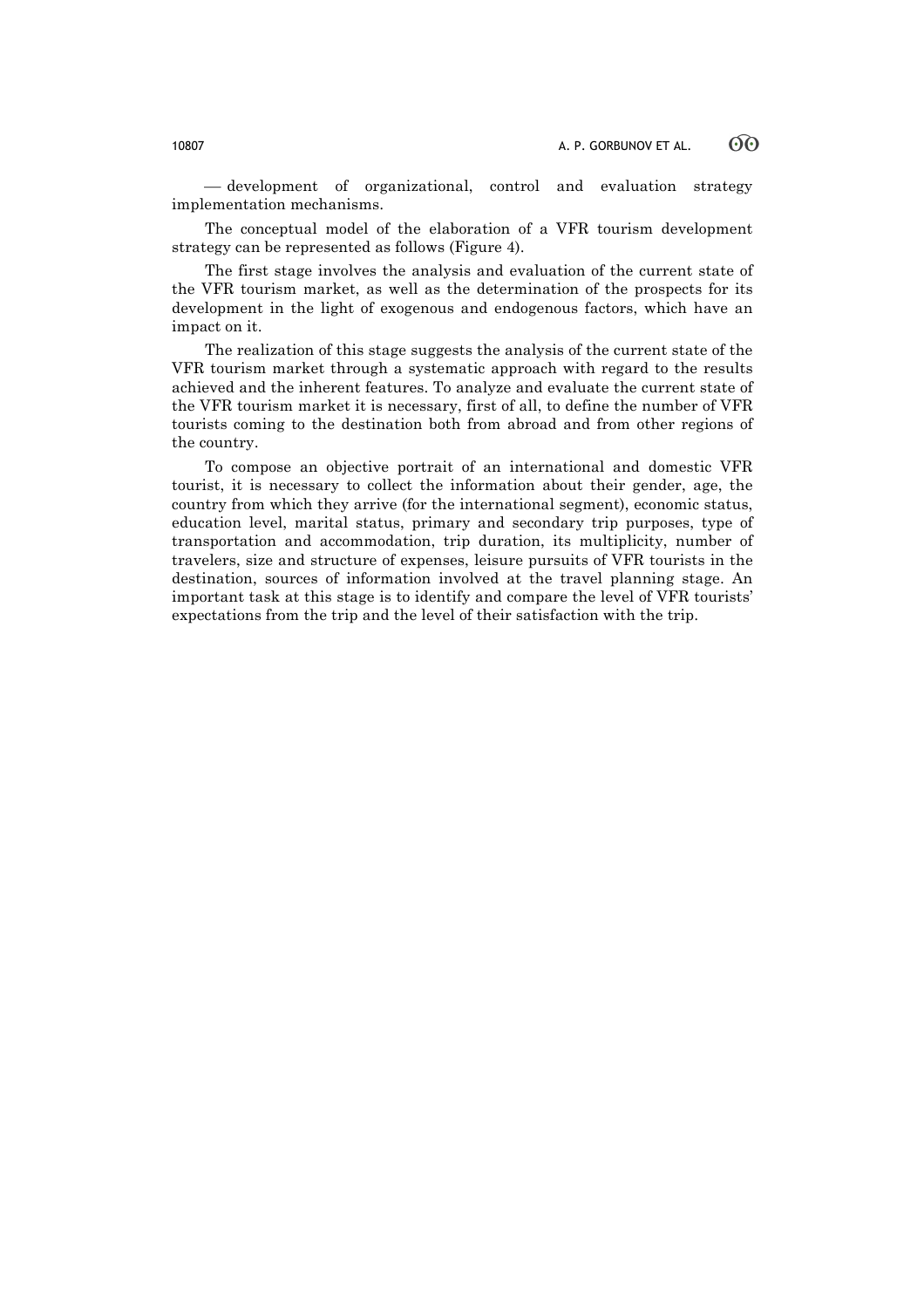— development of organizational, control and evaluation strategy implementation mechanisms.

The conceptual model of the elaboration of a VFR tourism development strategy can be represented as follows (Figure 4).

The first stage involves the analysis and evaluation of the current state of the VFR tourism market, as well as the determination of the prospects for its development in the light of exogenous and endogenous factors, which have an impact on it.

The realization of this stage suggests the analysis of the current state of the VFR tourism market through a systematic approach with regard to the results achieved and the inherent features. To analyze and evaluate the current state of the VFR tourism market it is necessary, first of all, to define the number of VFR tourists coming to the destination both from abroad and from other regions of the country.

To compose an objective portrait of an international and domestic VFR tourist, it is necessary to collect the information about their gender, age, the country from which they arrive (for the international segment), economic status, education level, marital status, primary and secondary trip purposes, type of transportation and accommodation, trip duration, its multiplicity, number of travelers, size and structure of expenses, leisure pursuits of VFR tourists in the destination, sources of information involved at the travel planning stage. An important task at this stage is to identify and compare the level of VFR tourists' expectations from the trip and the level of their satisfaction with the trip.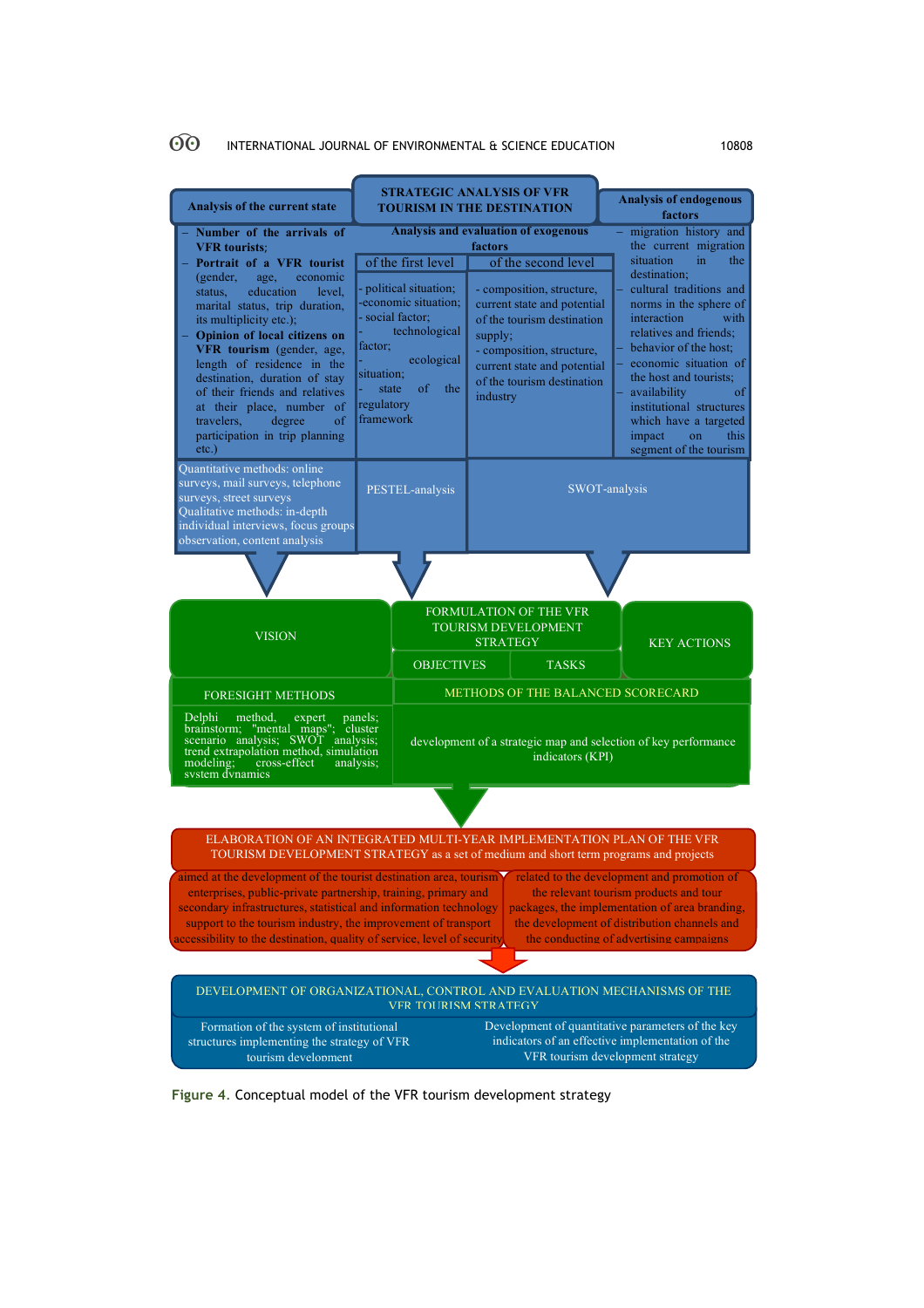**STRATEGIC ANALYSIS OF VFR TOURISM IN THE DESTINATION**

**Analysis of the current state**

- **Number of the arrivals of VFR tourists;**
- **Portrait of a VFR tourist** (gender, age, economic status, education level, marital status, trip duration, its multiplicity etc.);
- **Opinion of local citizens on VFR tourism** (gender, age, length of residence in the destination, duration of stay of their friends and relatives at their place, number of travelers, degree of participation in trip planning etc.)

Quantitative methods: online surveys, mail surveys, telephone surveys, street surveys
Qualitative methods: in-depth individual interviews, focus groups observation, content analysis

**Analysis and evaluation of exogenous factors**

| of the first level | of the second level |
|---|---|
| - political situation;<br>-economic situation;<br>- social factor;<br>- technological factor;<br>- ecological situation;<br>- state of the regulatory framework | - composition, structure, current state and potential of the tourism destination supply;<br>- composition, structure, current state and potential of the tourism destination industry |
| PESTEL-analysis | SWOT-analysis |

**Analysis of endogenous factors**

- migration history and the current migration situation in the destination;
- cultural traditions and norms in the sphere of interaction with relatives and friends;
- behavior of the host;
- economic situation of the host and tourists;
- availability of institutional structures which have a targeted impact on this segment of the tourism

---

**VISION**

FORESIGHT METHODS

Delphi method, expert panels; brainstorm; "mental maps"; cluster scenario analysis; SWOT analysis; trend extrapolation method, simulation modeling; cross-effect analysis; system dynamics

**FORMULATION OF THE VFR TOURISM DEVELOPMENT STRATEGY**

OBJECTIVES | TASKS

**KEY ACTIONS**

METHODS OF THE BALANCED SCORECARD

development of a strategic map and selection of key performance indicators (KPI)

---

**ELABORATION OF AN INTEGRATED MULTI-YEAR IMPLEMENTATION PLAN OF THE VFR TOURISM DEVELOPMENT STRATEGY as a set of medium and short term programs and projects**

- aimed at the development of the tourist destination area, tourism enterprises, public-private partnership, training, primary and secondary infrastructures, statistical and information technology support to the tourism industry, the improvement of transport accessibility to the destination, quality of service, level of security
- related to the development and promotion of the relevant tourism products and tour packages, the implementation of area branding, the development of distribution channels and the conducting of advertising campaigns

---

**DEVELOPMENT OF ORGANIZATIONAL, CONTROL AND EVALUATION MECHANISMS OF THE VFR TOURISM STRATEGY**

- Formation of the system of institutional structures implementing the strategy of VFR tourism development
- Development of quantitative parameters of the key indicators of an effective implementation of the VFR tourism development strategy

**Figure 4.** Conceptual model of the VFR tourism development strategy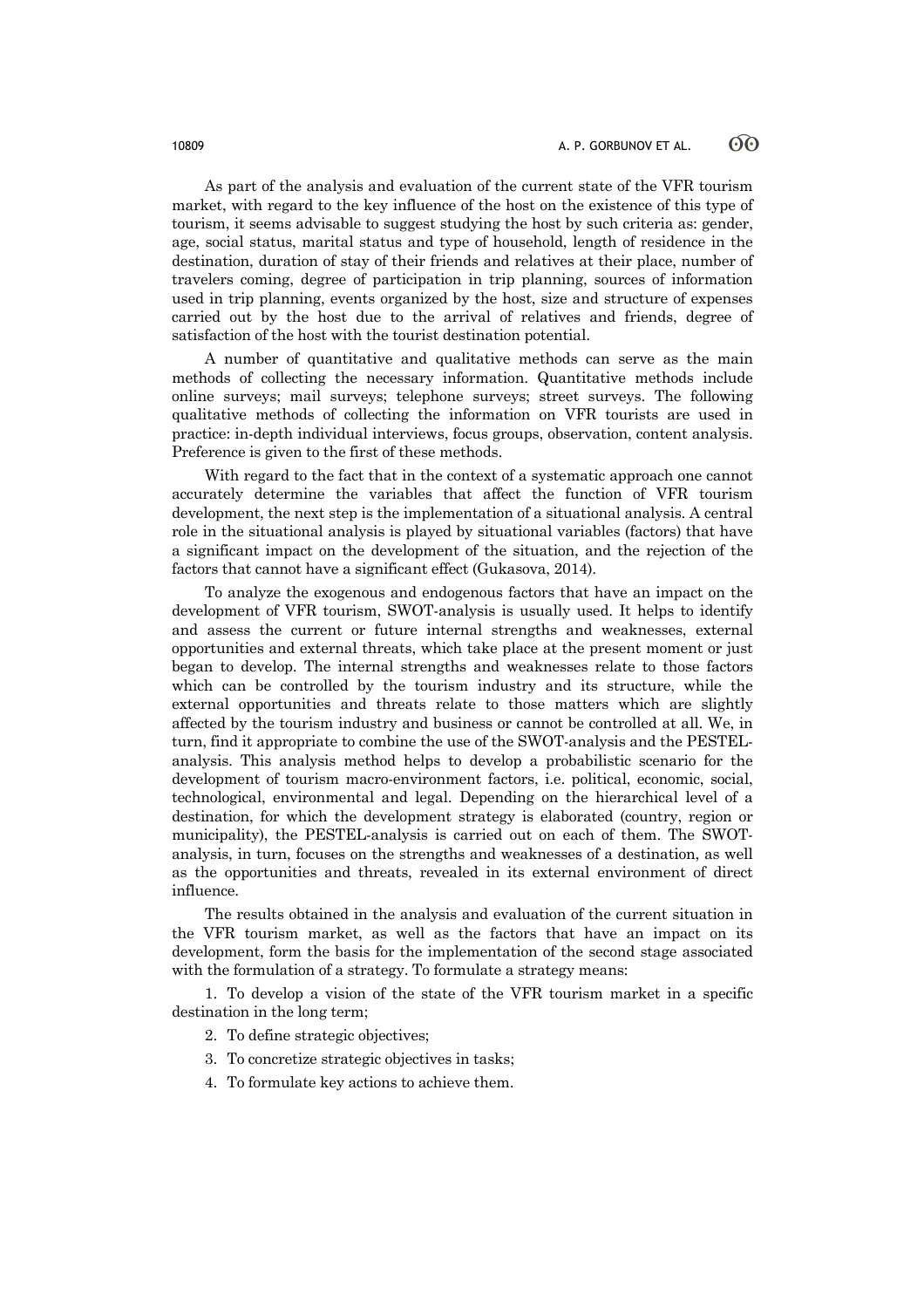As part of the analysis and evaluation of the current state of the VFR tourism market, with regard to the key influence of the host on the existence of this type of tourism, it seems advisable to suggest studying the host by such criteria as: gender, age, social status, marital status and type of household, length of residence in the destination, duration of stay of their friends and relatives at their place, number of travelers coming, degree of participation in trip planning, sources of information used in trip planning, events organized by the host, size and structure of expenses carried out by the host due to the arrival of relatives and friends, degree of satisfaction of the host with the tourist destination potential.

A number of quantitative and qualitative methods can serve as the main methods of collecting the necessary information. Quantitative methods include online surveys; mail surveys; telephone surveys; street surveys. The following qualitative methods of collecting the information on VFR tourists are used in practice: in-depth individual interviews, focus groups, observation, content analysis. Preference is given to the first of these methods.

With regard to the fact that in the context of a systematic approach one cannot accurately determine the variables that affect the function of VFR tourism development, the next step is the implementation of a situational analysis. A central role in the situational analysis is played by situational variables (factors) that have a significant impact on the development of the situation, and the rejection of the factors that cannot have a significant effect (Gukasova, 2014).

To analyze the exogenous and endogenous factors that have an impact on the development of VFR tourism, SWOT-analysis is usually used. It helps to identify and assess the current or future internal strengths and weaknesses, external opportunities and external threats, which take place at the present moment or just began to develop. The internal strengths and weaknesses relate to those factors which can be controlled by the tourism industry and its structure, while the external opportunities and threats relate to those matters which are slightly affected by the tourism industry and business or cannot be controlled at all. We, in turn, find it appropriate to combine the use of the SWOT-analysis and the PESTEL-analysis. This analysis method helps to develop a probabilistic scenario for the development of tourism macro-environment factors, i.e. political, economic, social, technological, environmental and legal. Depending on the hierarchical level of a destination, for which the development strategy is elaborated (country, region or municipality), the PESTEL-analysis is carried out on each of them. The SWOT-analysis, in turn, focuses on the strengths and weaknesses of a destination, as well as the opportunities and threats, revealed in its external environment of direct influence.

The results obtained in the analysis and evaluation of the current situation in the VFR tourism market, as well as the factors that have an impact on its development, form the basis for the implementation of the second stage associated with the formulation of a strategy. To formulate a strategy means:

1. To develop a vision of the state of the VFR tourism market in a specific destination in the long term;
2. To define strategic objectives;
3. To concretize strategic objectives in tasks;
4. To formulate key actions to achieve them.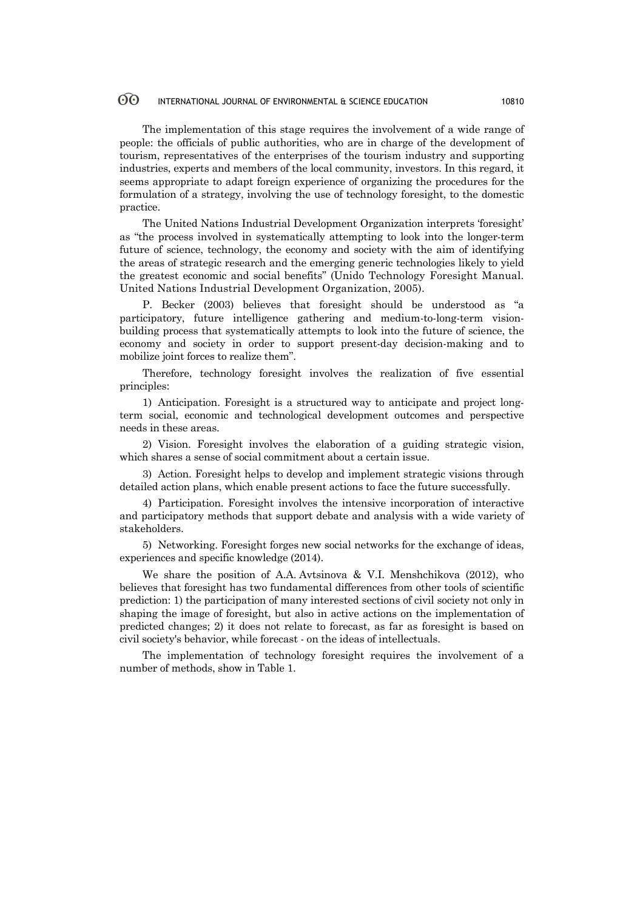The implementation of this stage requires the involvement of a wide range of people: the officials of public authorities, who are in charge of the development of tourism, representatives of the enterprises of the tourism industry and supporting industries, experts and members of the local community, investors. In this regard, it seems appropriate to adapt foreign experience of organizing the procedures for the formulation of a strategy, involving the use of technology foresight, to the domestic practice.

The United Nations Industrial Development Organization interprets 'foresight' as "the process involved in systematically attempting to look into the longer-term future of science, technology, the economy and society with the aim of identifying the areas of strategic research and the emerging generic technologies likely to yield the greatest economic and social benefits" (Unido Technology Foresight Manual. United Nations Industrial Development Organization, 2005).

P. Becker (2003) believes that foresight should be understood as "a participatory, future intelligence gathering and medium-to-long-term vision-building process that systematically attempts to look into the future of science, the economy and society in order to support present-day decision-making and to mobilize joint forces to realize them".

Therefore, technology foresight involves the realization of five essential principles:

1) Anticipation. Foresight is a structured way to anticipate and project long-term social, economic and technological development outcomes and perspective needs in these areas.

2) Vision. Foresight involves the elaboration of a guiding strategic vision, which shares a sense of social commitment about a certain issue.

3) Action. Foresight helps to develop and implement strategic visions through detailed action plans, which enable present actions to face the future successfully.

4) Participation. Foresight involves the intensive incorporation of interactive and participatory methods that support debate and analysis with a wide variety of stakeholders.

5) Networking. Foresight forges new social networks for the exchange of ideas, experiences and specific knowledge (2014).

We share the position of A.A. Avtsinova & V.I. Menshchikova (2012), who believes that foresight has two fundamental differences from other tools of scientific prediction: 1) the participation of many interested sections of civil society not only in shaping the image of foresight, but also in active actions on the implementation of predicted changes; 2) it does not relate to forecast, as far as foresight is based on civil society's behavior, while forecast - on the ideas of intellectuals.

The implementation of technology foresight requires the involvement of a number of methods, show in Table 1.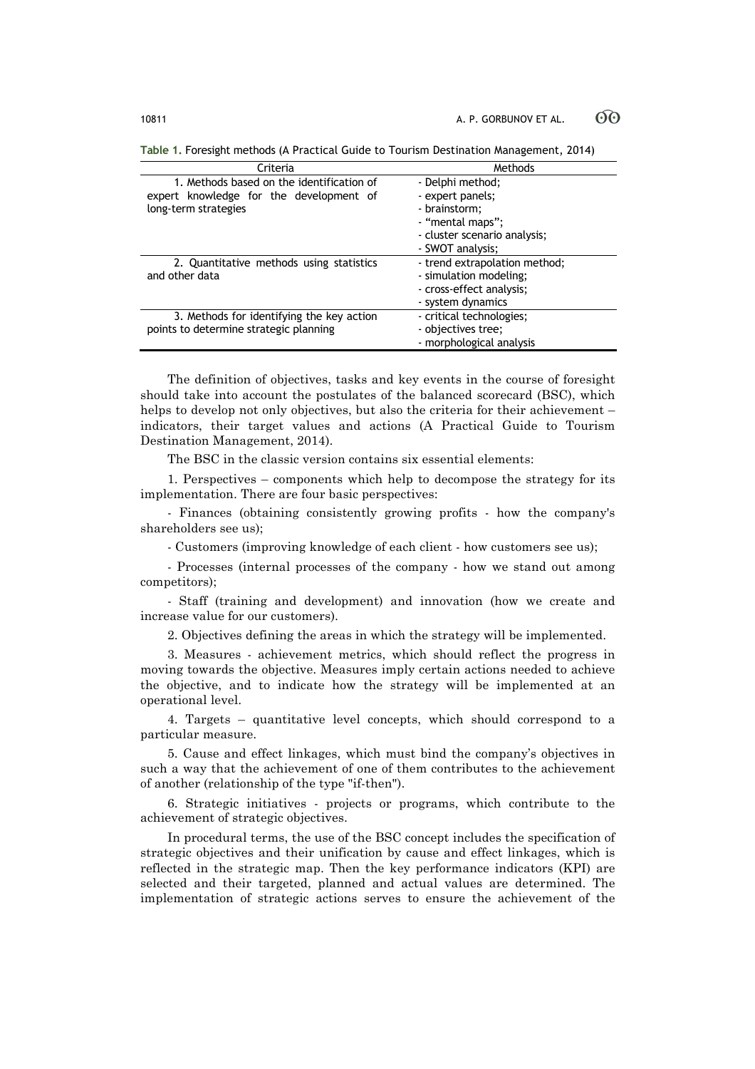**Table 1.** Foresight methods (A Practical Guide to Tourism Destination Management, 2014)

| Criteria | Methods |
|---|---|
| 1. Methods based on the identification of expert knowledge for the development of long-term strategies | - Delphi method;<br>- expert panels;<br>- brainstorm;<br>- "mental maps";<br>- cluster scenario analysis;<br>- SWOT analysis; |
| 2. Quantitative methods using statistics and other data | - trend extrapolation method;<br>- simulation modeling;<br>- cross-effect analysis;<br>- system dynamics |
| 3. Methods for identifying the key action points to determine strategic planning | - critical technologies;<br>- objectives tree;<br>- morphological analysis |

The definition of objectives, tasks and key events in the course of foresight should take into account the postulates of the balanced scorecard (BSC), which helps to develop not only objectives, but also the criteria for their achievement – indicators, their target values and actions (A Practical Guide to Tourism Destination Management, 2014).

The BSC in the classic version contains six essential elements:

1. Perspectives – components which help to decompose the strategy for its implementation. There are four basic perspectives:

- Finances (obtaining consistently growing profits - how the company's shareholders see us);

- Customers (improving knowledge of each client - how customers see us);

- Processes (internal processes of the company - how we stand out among competitors);

- Staff (training and development) and innovation (how we create and increase value for our customers).

2. Objectives defining the areas in which the strategy will be implemented.

3. Measures - achievement metrics, which should reflect the progress in moving towards the objective. Measures imply certain actions needed to achieve the objective, and to indicate how the strategy will be implemented at an operational level.

4. Targets – quantitative level concepts, which should correspond to a particular measure.

5. Cause and effect linkages, which must bind the company's objectives in such a way that the achievement of one of them contributes to the achievement of another (relationship of the type "if-then").

6. Strategic initiatives - projects or programs, which contribute to the achievement of strategic objectives.

In procedural terms, the use of the BSC concept includes the specification of strategic objectives and their unification by cause and effect linkages, which is reflected in the strategic map. Then the key performance indicators (KPI) are selected and their targeted, planned and actual values are determined. The implementation of strategic actions serves to ensure the achievement of the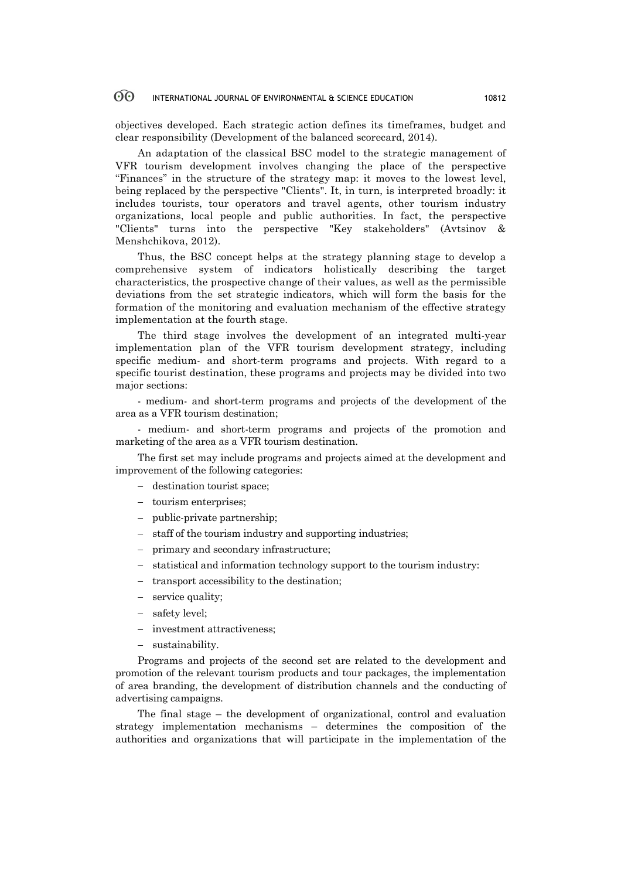objectives developed. Each strategic action defines its timeframes, budget and clear responsibility (Development of the balanced scorecard, 2014).

An adaptation of the classical BSC model to the strategic management of VFR tourism development involves changing the place of the perspective "Finances" in the structure of the strategy map: it moves to the lowest level, being replaced by the perspective "Clients". It, in turn, is interpreted broadly: it includes tourists, tour operators and travel agents, other tourism industry organizations, local people and public authorities. In fact, the perspective "Clients" turns into the perspective "Key stakeholders" (Avtsinov & Menshchikova, 2012).

Thus, the BSC concept helps at the strategy planning stage to develop a comprehensive system of indicators holistically describing the target characteristics, the prospective change of their values, as well as the permissible deviations from the set strategic indicators, which will form the basis for the formation of the monitoring and evaluation mechanism of the effective strategy implementation at the fourth stage.

The third stage involves the development of an integrated multi-year implementation plan of the VFR tourism development strategy, including specific medium- and short-term programs and projects. With regard to a specific tourist destination, these programs and projects may be divided into two major sections:

- medium- and short-term programs and projects of the development of the area as a VFR tourism destination;

- medium- and short-term programs and projects of the promotion and marketing of the area as a VFR tourism destination.

The first set may include programs and projects aimed at the development and improvement of the following categories:

- destination tourist space;
- tourism enterprises;
- public-private partnership;
- staff of the tourism industry and supporting industries;
- primary and secondary infrastructure;
- statistical and information technology support to the tourism industry:
- transport accessibility to the destination;
- service quality;
- safety level;
- investment attractiveness;
- sustainability.

Programs and projects of the second set are related to the development and promotion of the relevant tourism products and tour packages, the implementation of area branding, the development of distribution channels and the conducting of advertising campaigns.

The final stage – the development of organizational, control and evaluation strategy implementation mechanisms – determines the composition of the authorities and organizations that will participate in the implementation of the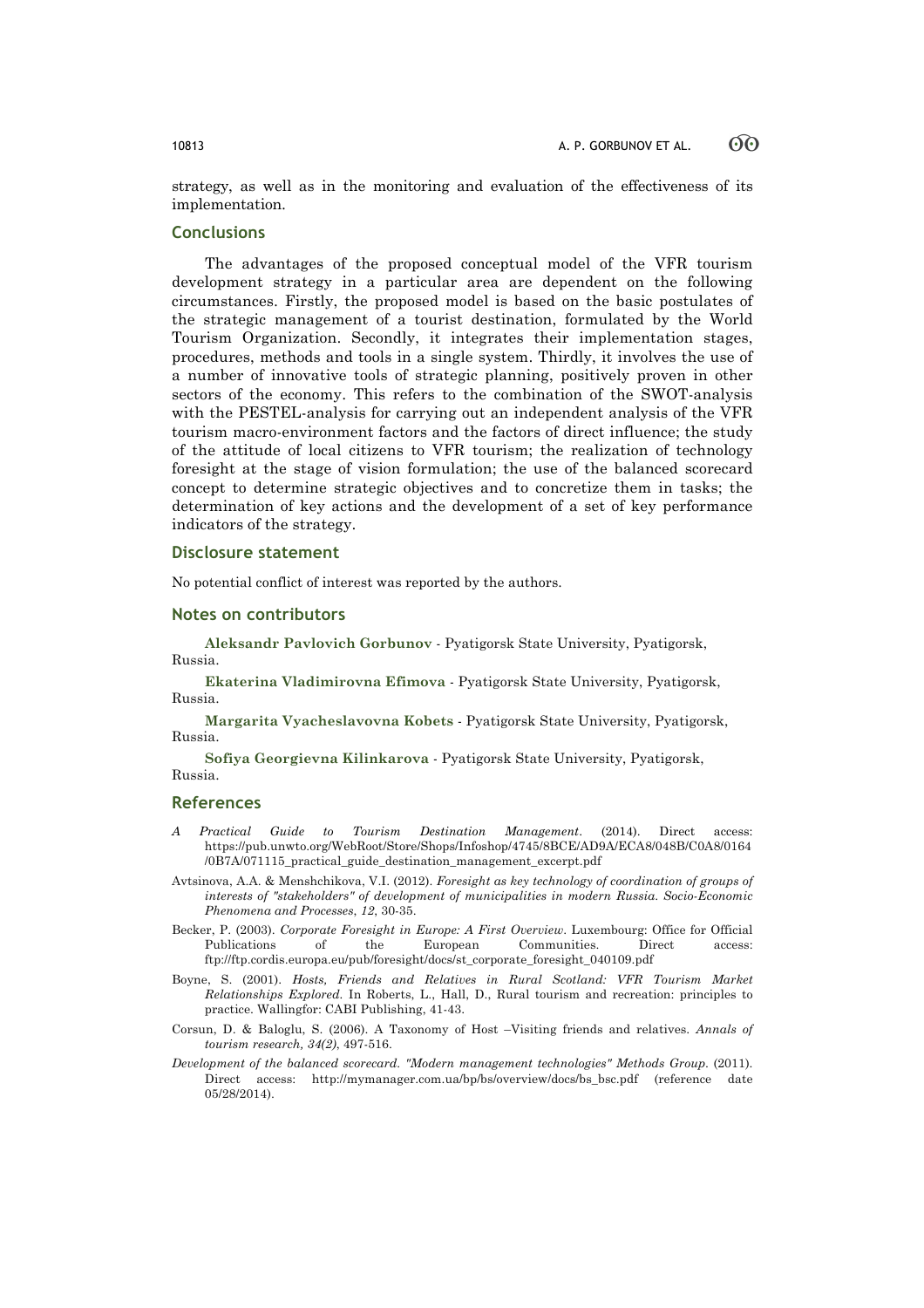strategy, as well as in the monitoring and evaluation of the effectiveness of its implementation.

## Conclusions

The advantages of the proposed conceptual model of the VFR tourism development strategy in a particular area are dependent on the following circumstances. Firstly, the proposed model is based on the basic postulates of the strategic management of a tourist destination, formulated by the World Tourism Organization. Secondly, it integrates their implementation stages, procedures, methods and tools in a single system. Thirdly, it involves the use of a number of innovative tools of strategic planning, positively proven in other sectors of the economy. This refers to the combination of the SWOT-analysis with the PESTEL-analysis for carrying out an independent analysis of the VFR tourism macro-environment factors and the factors of direct influence; the study of the attitude of local citizens to VFR tourism; the realization of technology foresight at the stage of vision formulation; the use of the balanced scorecard concept to determine strategic objectives and to concretize them in tasks; the determination of key actions and the development of a set of key performance indicators of the strategy.

## Disclosure statement

No potential conflict of interest was reported by the authors.

## Notes on contributors

**Aleksandr Pavlovich Gorbunov** - Pyatigorsk State University, Pyatigorsk, Russia.

**Ekaterina Vladimirovna Efimova** - Pyatigorsk State University, Pyatigorsk, Russia.

**Margarita Vyacheslavovna Kobets** - Pyatigorsk State University, Pyatigorsk, Russia.

**Sofiya Georgievna Kilinkarova** - Pyatigorsk State University, Pyatigorsk, Russia.

## References

*A Practical Guide to Tourism Destination Management*. (2014). Direct access: https://pub.unwto.org/WebRoot/Store/Shops/Infoshop/4745/8BCE/AD9A/ECA8/048B/C0A8/0164/0B7A/071115_practical_guide_destination_management_excerpt.pdf

Avtsinova, A.A. & Menshchikova, V.I. (2012). *Foresight as key technology of coordination of groups of interests of "stakeholders" of development of municipalities in modern Russia. Socio-Economic Phenomena and Processes*, *12*, 30-35.

Becker, P. (2003). *Corporate Foresight in Europe: A First Overview*. Luxembourg: Office for Official Publications of the European Communities. Direct access: ftp://ftp.cordis.europa.eu/pub/foresight/docs/st_corporate_foresight_040109.pdf

Boyne, S. (2001). *Hosts, Friends and Relatives in Rural Scotland: VFR Tourism Market Relationships Explored*. In Roberts, L., Hall, D., Rural tourism and recreation: principles to practice. Wallingfor: CABI Publishing, 41-43.

Corsun, D. & Baloglu, S. (2006). A Taxonomy of Host –Visiting friends and relatives. *Annals of tourism research, 34(2)*, 497-516.

*Development of the balanced scorecard. "Modern management technologies" Methods Group*. (2011). Direct access: http://mymanager.com.ua/bp/bs/overview/docs/bs_bsc.pdf (reference date 05/28/2014).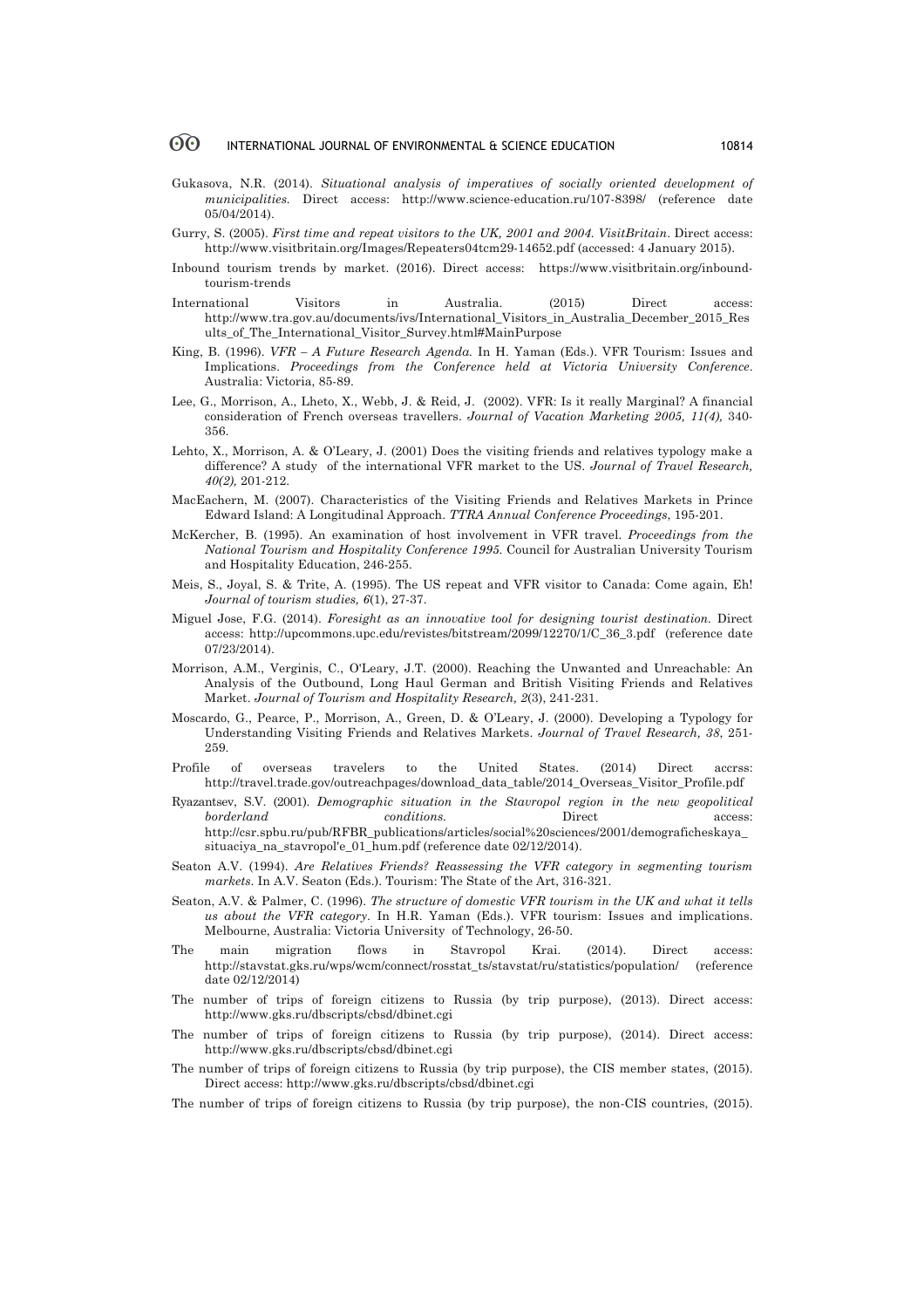Gukasova, N.R. (2014). *Situational analysis of imperatives of socially oriented development of municipalities.* Direct access: http://www.science-education.ru/107-8398/ (reference date 05/04/2014).

Gurry, S. (2005). *First time and repeat visitors to the UK, 2001 and 2004. VisitBritain*. Direct access: http://www.visitbritain.org/Images/Repeaters04tcm29-14652.pdf (accessed: 4 January 2015).

Inbound tourism trends by market. (2016). Direct access: https://www.visitbritain.org/inbound-tourism-trends

International Visitors in Australia. (2015) Direct access: http://www.tra.gov.au/documents/ivs/International_Visitors_in_Australia_December_2015_Results_of_The_International_Visitor_Survey.html#MainPurpose

King, B. (1996). *VFR – A Future Research Agenda.* In H. Yaman (Eds.). VFR Tourism: Issues and Implications. *Proceedings from the Conference held at Victoria University Conference*. Australia: Victoria, 85-89.

Lee, G., Morrison, A., Lheto, X., Webb, J. & Reid, J. (2002). VFR: Is it really Marginal? A financial consideration of French overseas travellers. *Journal of Vacation Marketing 2005, 11(4),* 340-356.

Lehto, X., Morrison, A. & O'Leary, J. (2001) Does the visiting friends and relatives typology make a difference? A study of the international VFR market to the US. *Journal of Travel Research, 40(2),* 201-212.

MacEachern, M. (2007). Characteristics of the Visiting Friends and Relatives Markets in Prince Edward Island: A Longitudinal Approach. *TTRA Annual Conference Proceedings*, 195-201.

McKercher, B. (1995). An examination of host involvement in VFR travel. *Proceedings from the National Tourism and Hospitality Conference 1995.* Council for Australian University Tourism and Hospitality Education, 246-255.

Meis, S., Joyal, S. & Trite, A. (1995). The US repeat and VFR visitor to Canada: Come again, Eh! *Journal of tourism studies, 6*(1), 27-37.

Miguel Jose, F.G. (2014). *Foresight as an innovative tool for designing tourist destination.* Direct access: http://upcommons.upc.edu/revistes/bitstream/2099/12270/1/C_36_3.pdf (reference date 07/23/2014).

Morrison, A.M., Verginis, C., O'Leary, J.T. (2000). Reaching the Unwanted and Unreachable: An Analysis of the Outbound, Long Haul German and British Visiting Friends and Relatives Market. *Journal of Tourism and Hospitality Research, 2*(3), 241-231.

Moscardo, G., Pearce, P., Morrison, A., Green, D. & O'Leary, J. (2000). Developing a Typology for Understanding Visiting Friends and Relatives Markets. *Journal of Travel Research, 38*, 251-259.

Profile of overseas travelers to the United States. (2014) Direct accrss: http://travel.trade.gov/outreachpages/download_data_table/2014_Overseas_Visitor_Profile.pdf

Ryazantsev, S.V. (2001). *Demographic situation in the Stavropol region in the new geopolitical borderland conditions.* Direct access: http://csr.spbu.ru/pub/RFBR_publications/articles/social%20sciences/2001/demograficheskaya_situaciya_na_stavropol'e_01_hum.pdf (reference date 02/12/2014).

Seaton A.V. (1994). *Are Relatives Friends? Reassessing the VFR category in segmenting tourism markets.* In A.V. Seaton (Eds.). Tourism: The State of the Art, 316-321.

Seaton, A.V. & Palmer, C. (1996). *The structure of domestic VFR tourism in the UK and what it tells us about the VFR category.* In H.R. Yaman (Eds.). VFR tourism: Issues and implications. Melbourne, Australia: Victoria University of Technology, 26-50.

The main migration flows in Stavropol Krai. (2014). Direct access: http://stavstat.gks.ru/wps/wcm/connect/rosstat_ts/stavstat/ru/statistics/population/ (reference date 02/12/2014)

The number of trips of foreign citizens to Russia (by trip purpose), (2013). Direct access: http://www.gks.ru/dbscripts/cbsd/dbinet.cgi

The number of trips of foreign citizens to Russia (by trip purpose), (2014). Direct access: http://www.gks.ru/dbscripts/cbsd/dbinet.cgi

The number of trips of foreign citizens to Russia (by trip purpose), the CIS member states, (2015). Direct access: http://www.gks.ru/dbscripts/cbsd/dbinet.cgi

The number of trips of foreign citizens to Russia (by trip purpose), the non-CIS countries, (2015).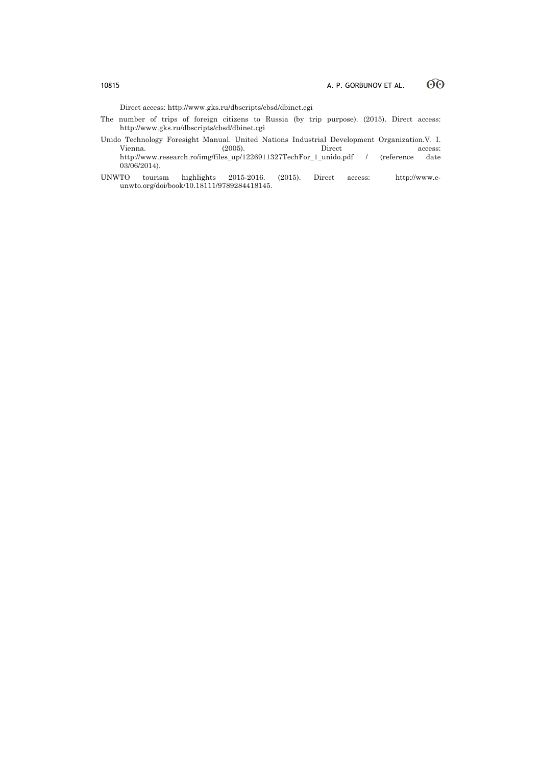Direct access: http://www.gks.ru/dbscripts/cbsd/dbinet.cgi

The number of trips of foreign citizens to Russia (by trip purpose). (2015). Direct access: http://www.gks.ru/dbscripts/cbsd/dbinet.cgi

Unido Technology Foresight Manual. United Nations Industrial Development Organization.V. I. Vienna. (2005). Direct access: http://www.research.ro/img/files_up/1226911327TechFor_1_unido.pdf / (reference date 03/06/2014).

UNWTO tourism highlights 2015-2016. (2015). Direct access: http://www.e-unwto.org/doi/book/10.18111/9789284418145.